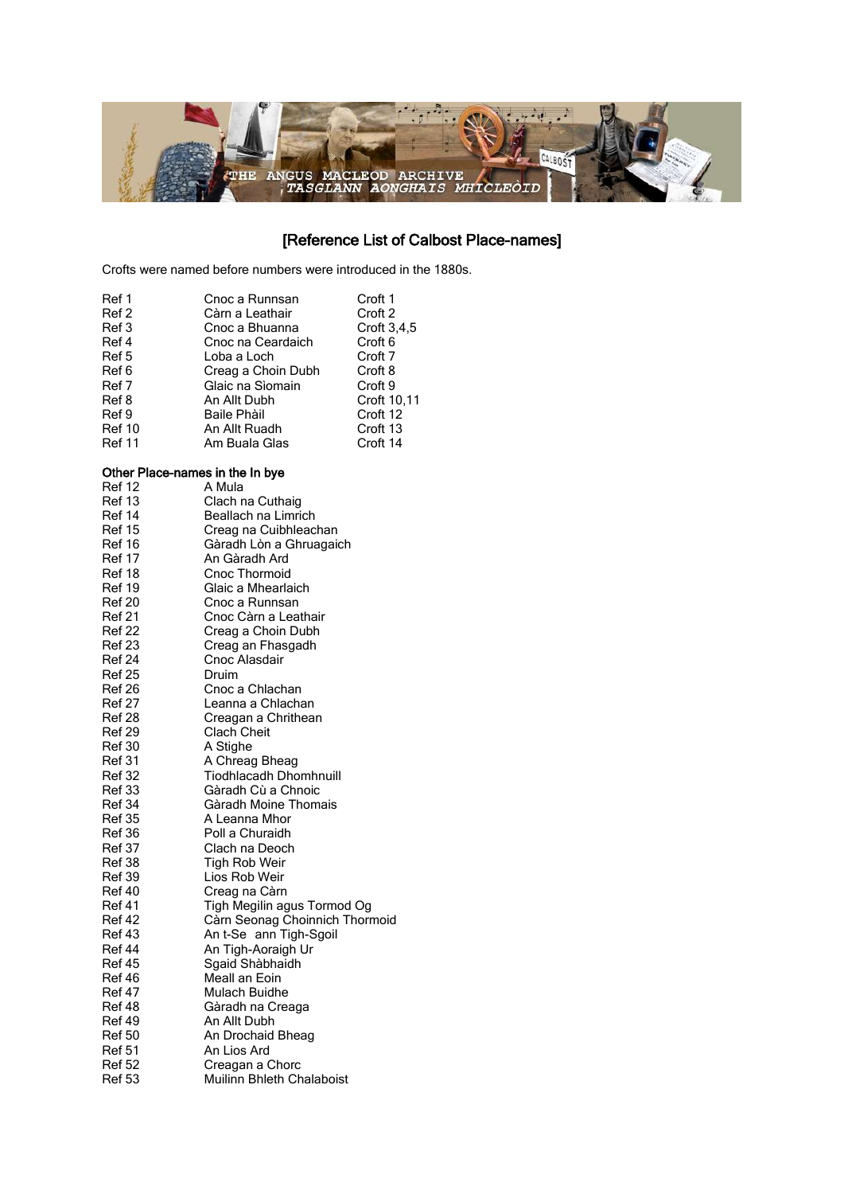# [Reference List of Calbost Place-names]

Crofts were named before numbers were introduced in the 1880s.

| | | |
|---|---|---|
| Ref 1 | Cnoc a Runnsan | Croft 1 |
| Ref 2 | Càrn a Leathair | Croft 2 |
| Ref 3 | Cnoc a Bhuanna | Croft 3,4,5 |
| Ref 4 | Cnoc na Ceardaich | Croft 6 |
| Ref 5 | Loba a Loch | Croft 7 |
| Ref 6 | Creag a Choin Dubh | Croft 8 |
| Ref 7 | Glaic na Sìomain | Croft 9 |
| Ref 8 | An Allt Dubh | Croft 10,11 |
| Ref 9 | Baile Phàil | Croft 12 |
| Ref 10 | An Allt Ruadh | Croft 13 |
| Ref 11 | Am Buala Glas | Croft 14 |

**Other Place-names in the In bye**

| | |
|---|---|
| Ref 12 | A Mula |
| Ref 13 | Clach na Cuthaig |
| Ref 14 | Beallach na Limrich |
| Ref 15 | Creag na Cuibhleachan |
| Ref 16 | Gàradh Lòn a Ghruagaich |
| Ref 17 | An Gàradh Ard |
| Ref 18 | Cnoc Thormoid |
| Ref 19 | Glaic a Mhearlaich |
| Ref 20 | Cnoc a Runnsan |
| Ref 21 | Cnoc Càrn a Leathair |
| Ref 22 | Creag a Choin Dubh |
| Ref 23 | Creag an Fhasgadh |
| Ref 24 | Cnoc Alasdair |
| Ref 25 | Druim |
| Ref 26 | Cnoc a Chlachan |
| Ref 27 | Leanna a Chlachan |
| Ref 28 | Creagan a Chrithean |
| Ref 29 | Clach Cheit |
| Ref 30 | A Stighe |
| Ref 31 | A Chreag Bheag |
| Ref 32 | Tiodhlacadh Dhomhnuill |
| Ref 33 | Gàradh Cù a Chnoic |
| Ref 34 | Gàradh Moine Thomais |
| Ref 35 | A Leanna Mhor |
| Ref 36 | Poll a Churaidh |
| Ref 37 | Clach na Deoch |
| Ref 38 | Tigh Rob Weir |
| Ref 39 | Lios Rob Weir |
| Ref 40 | Creag na Càrn |
| Ref 41 | Tigh Megilin agus Tormod Og |
| Ref 42 | Càrn Seonag Choinnich Thormoid |
| Ref 43 | An t-Se ann Tigh-Sgoil |
| Ref 44 | An Tigh-Aoraigh Ur |
| Ref 45 | Sgaid Shàbhaidh |
| Ref 46 | Meall an Eoin |
| Ref 47 | Mulach Buidhe |
| Ref 48 | Gàradh na Creaga |
| Ref 49 | An Allt Dubh |
| Ref 50 | An Drochaid Bheag |
| Ref 51 | An Lios Ard |
| Ref 52 | Creagan a Chorc |
| Ref 53 | Muilinn Bhleth Chalaboist |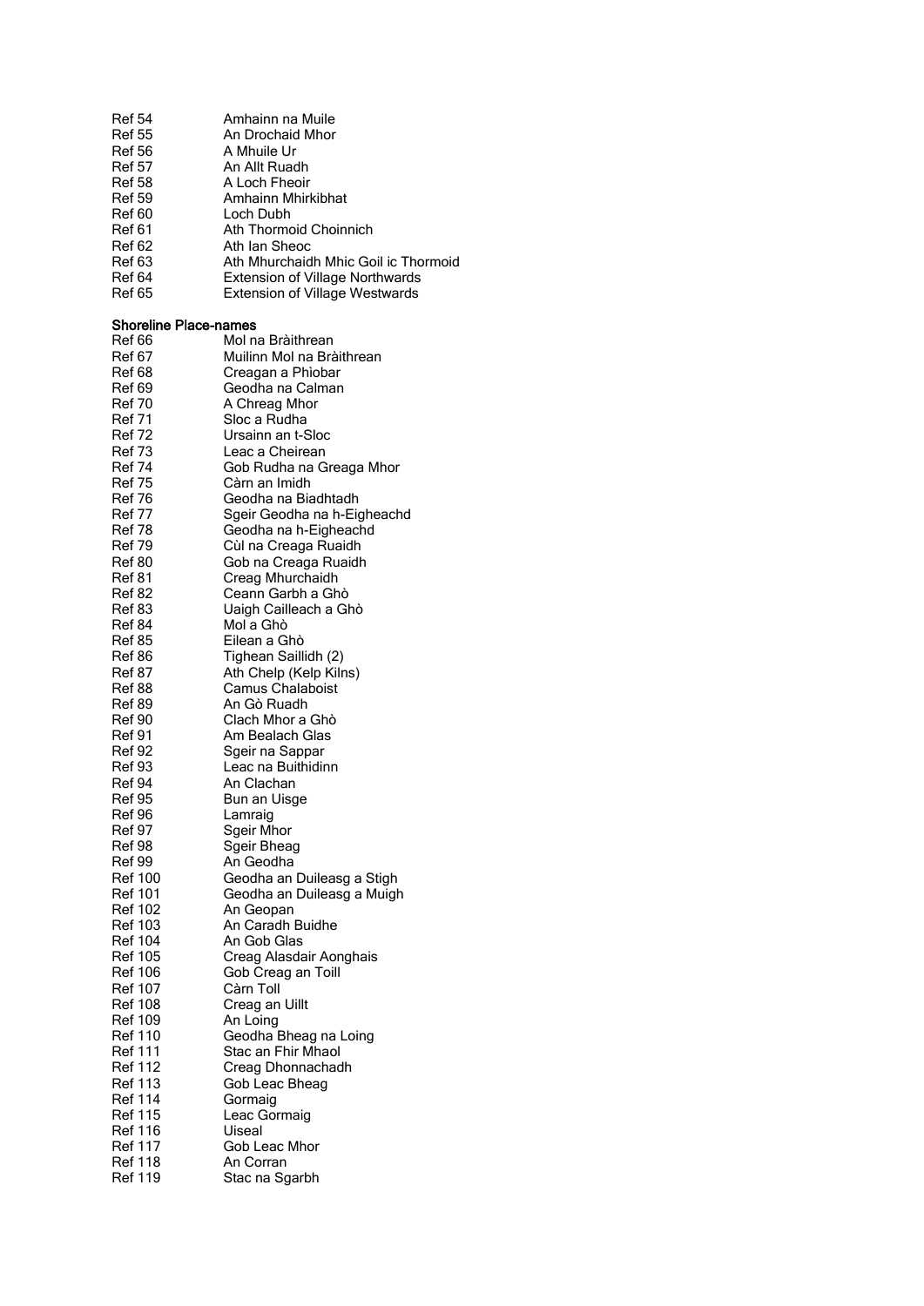| | |
|---|---|
| Ref 54 | Amhainn na Muile |
| Ref 55 | An Drochaid Mhor |
| Ref 56 | A Mhuile Ur |
| Ref 57 | An Allt Ruadh |
| Ref 58 | A Loch Fheoir |
| Ref 59 | Amhainn Mhirkibhat |
| Ref 60 | Loch Dubh |
| Ref 61 | Ath Thormoid Choinnich |
| Ref 62 | Ath Ian Sheoc |
| Ref 63 | Ath Mhurchaidh Mhic Goil ic Thormoid |
| Ref 64 | Extension of Village Northwards |
| Ref 65 | Extension of Village Westwards |

**Shoreline Place-names**

| | |
|---|---|
| Ref 66 | Mol na Bràithrean |
| Ref 67 | Muilinn Mol na Bràithrean |
| Ref 68 | Creagan a Phìobar |
| Ref 69 | Geodha na Calman |
| Ref 70 | A Chreag Mhor |
| Ref 71 | Sloc a Rudha |
| Ref 72 | Ursainn an t-Sloc |
| Ref 73 | Leac a Cheirean |
| Ref 74 | Gob Rudha na Greaga Mhor |
| Ref 75 | Càrn an Imidh |
| Ref 76 | Geodha na Biadhtadh |
| Ref 77 | Sgeir Geodha na h-Eigheachd |
| Ref 78 | Geodha na h-Eigheachd |
| Ref 79 | Cùl na Creaga Ruaidh |
| Ref 80 | Gob na Creaga Ruaidh |
| Ref 81 | Creag Mhurchaidh |
| Ref 82 | Ceann Garbh a Ghò |
| Ref 83 | Uaigh Cailleach a Ghò |
| Ref 84 | Mol a Ghò |
| Ref 85 | Eilean a Ghò |
| Ref 86 | Tighean Saillidh (2) |
| Ref 87 | Ath Chelp (Kelp Kilns) |
| Ref 88 | Camus Chalaboist |
| Ref 89 | An Gò Ruadh |
| Ref 90 | Clach Mhor a Ghò |
| Ref 91 | Am Bealach Glas |
| Ref 92 | Sgeir na Sappar |
| Ref 93 | Leac na Buithidinn |
| Ref 94 | An Clachan |
| Ref 95 | Bun an Uisge |
| Ref 96 | Lamraig |
| Ref 97 | Sgeir Mhor |
| Ref 98 | Sgeir Bheag |
| Ref 99 | An Geodha |
| Ref 100 | Geodha an Duileasg a Stigh |
| Ref 101 | Geodha an Duileasg a Muigh |
| Ref 102 | An Geopan |
| Ref 103 | An Caradh Buidhe |
| Ref 104 | An Gob Glas |
| Ref 105 | Creag Alasdair Aonghais |
| Ref 106 | Gob Creag an Toill |
| Ref 107 | Càrn Toll |
| Ref 108 | Creag an Uillt |
| Ref 109 | An Loing |
| Ref 110 | Geodha Bheag na Loing |
| Ref 111 | Stac an Fhir Mhaol |
| Ref 112 | Creag Dhonnachadh |
| Ref 113 | Gob Leac Bheag |
| Ref 114 | Gormaig |
| Ref 115 | Leac Gormaig |
| Ref 116 | Uiseal |
| Ref 117 | Gob Leac Mhor |
| Ref 118 | An Corran |
| Ref 119 | Stac na Sgarbh |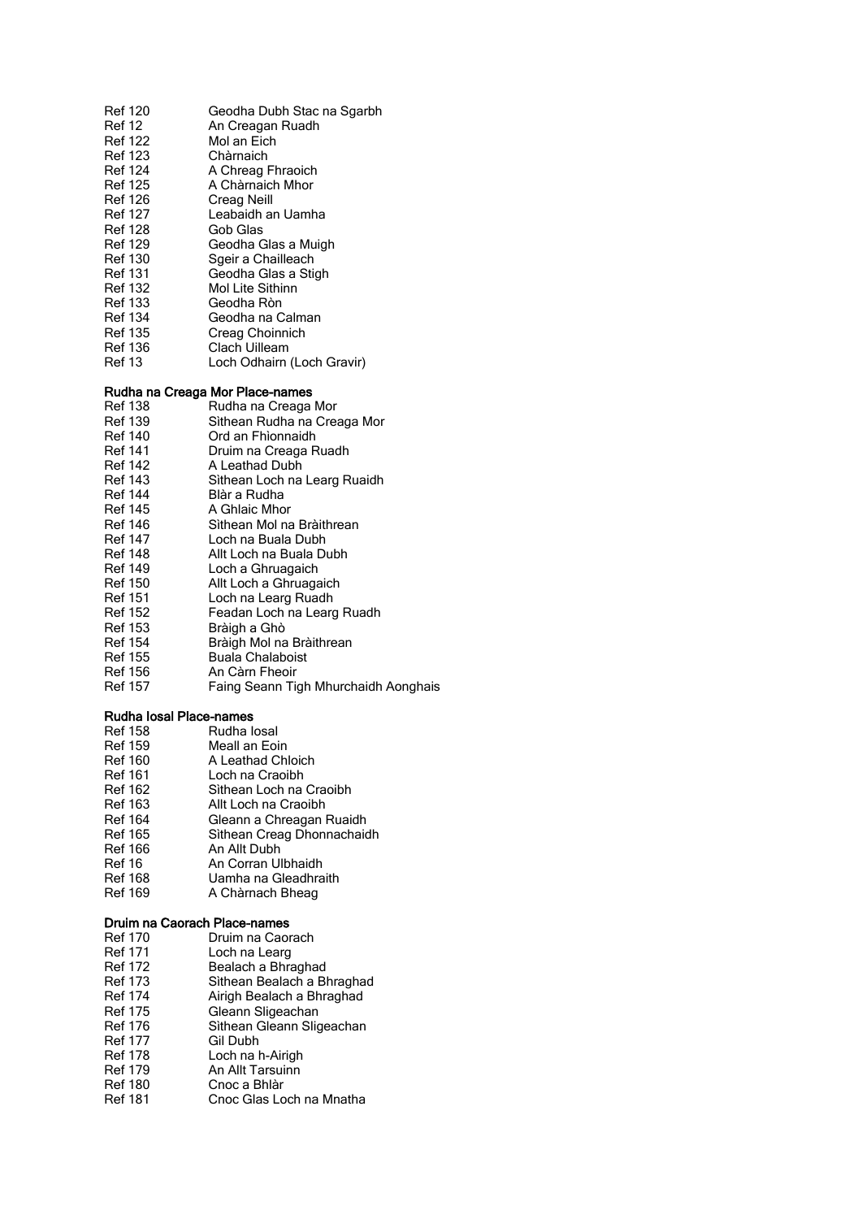| | |
|---|---|
| Ref 120 | Geodha Dubh Stac na Sgarbh |
| Ref 12 | An Creagan Ruadh |
| Ref 122 | Mol an Eich |
| Ref 123 | Chàrnaich |
| Ref 124 | A Chreag Fhraoich |
| Ref 125 | A Chàrnaich Mhor |
| Ref 126 | Creag Neill |
| Ref 127 | Leabaidh an Uamha |
| Ref 128 | Gob Glas |
| Ref 129 | Geodha Glas a Muigh |
| Ref 130 | Sgeir a Chailleach |
| Ref 131 | Geodha Glas a Stigh |
| Ref 132 | Mol Lite Sithinn |
| Ref 133 | Geodha Ròn |
| Ref 134 | Geodha na Calman |
| Ref 135 | Creag Choinnich |
| Ref 136 | Clach Uilleam |
| Ref 13 | Loch Odhairn (Loch Gravir) |

### Rudha na Creaga Mor Place-names

| | |
|---|---|
| Ref 138 | Rudha na Creaga Mor |
| Ref 139 | Sìthean Rudha na Creaga Mor |
| Ref 140 | Ord an Fhìonnaidh |
| Ref 141 | Druim na Creaga Ruadh |
| Ref 142 | A Leathad Dubh |
| Ref 143 | Sìthean Loch na Learg Ruaidh |
| Ref 144 | Blàr a Rudha |
| Ref 145 | A Ghlaic Mhor |
| Ref 146 | Sìthean Mol na Bràithrean |
| Ref 147 | Loch na Buala Dubh |
| Ref 148 | Allt Loch na Buala Dubh |
| Ref 149 | Loch a Ghruagaich |
| Ref 150 | Allt Loch a Ghruagaich |
| Ref 151 | Loch na Learg Ruadh |
| Ref 152 | Feadan Loch na Learg Ruadh |
| Ref 153 | Bràigh a Ghò |
| Ref 154 | Bràigh Mol na Bràithrean |
| Ref 155 | Buala Chalaboist |
| Ref 156 | An Càrn Fheoir |
| Ref 157 | Faing Seann Tigh Mhurchaidh Aonghais |

### Rudha Iosal Place-names

| | |
|---|---|
| Ref 158 | Rudha Iosal |
| Ref 159 | Meall an Eoin |
| Ref 160 | A Leathad Chloich |
| Ref 161 | Loch na Craoibh |
| Ref 162 | Sìthean Loch na Craoibh |
| Ref 163 | Allt Loch na Craoibh |
| Ref 164 | Gleann a Chreagan Ruaidh |
| Ref 165 | Sìthean Creag Dhonnachaidh |
| Ref 166 | An Allt Dubh |
| Ref 16 | An Corran Ulbhaidh |
| Ref 168 | Uamha na Gleadhraith |
| Ref 169 | A Chàrnach Bheag |

### Druim na Caorach Place-names

| | |
|---|---|
| Ref 170 | Druim na Caorach |
| Ref 171 | Loch na Learg |
| Ref 172 | Bealach a Bhraghad |
| Ref 173 | Sìthean Bealach a Bhraghad |
| Ref 174 | Airigh Bealach a Bhraghad |
| Ref 175 | Gleann Sligeachan |
| Ref 176 | Sìthean Gleann Sligeachan |
| Ref 177 | Gil Dubh |
| Ref 178 | Loch na h-Airigh |
| Ref 179 | An Allt Tarsuinn |
| Ref 180 | Cnoc a Bhlàr |
| Ref 181 | Cnoc Glas Loch na Mnatha |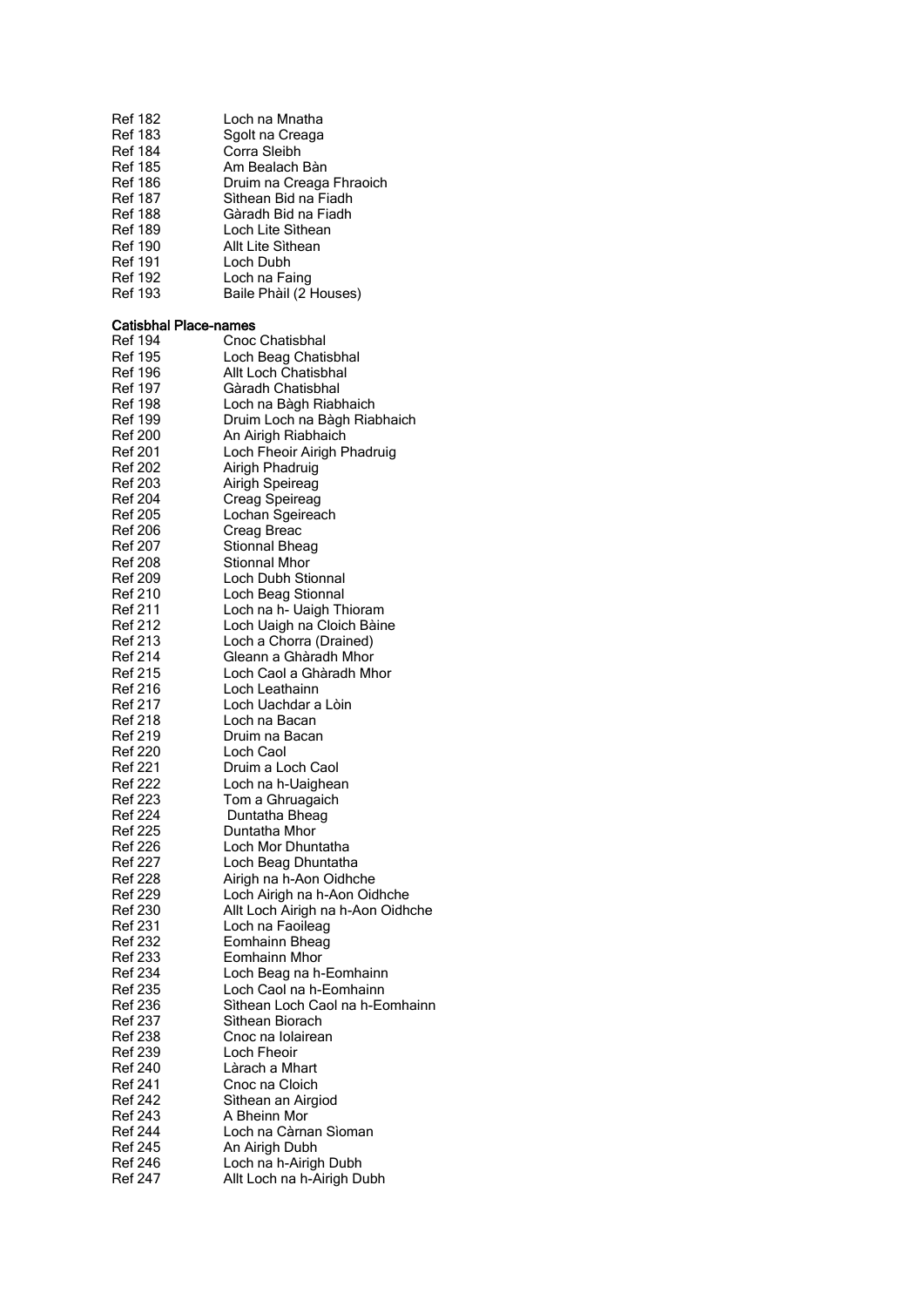| | |
|---|---|
| Ref 182 | Loch na Mnatha |
| Ref 183 | Sgolt na Creaga |
| Ref 184 | Corra Sleibh |
| Ref 185 | Am Bealach Bàn |
| Ref 186 | Druim na Creaga Fhraoich |
| Ref 187 | Sìthean Bid na Fiadh |
| Ref 188 | Gàradh Bid na Fiadh |
| Ref 189 | Loch Lite Sìthean |
| Ref 190 | Allt Lite Sìthean |
| Ref 191 | Loch Dubh |
| Ref 192 | Loch na Faing |
| Ref 193 | Baile Phàil (2 Houses) |

**Catisbhal Place-names**

| | |
|---|---|
| Ref 194 | Cnoc Chatisbhal |
| Ref 195 | Loch Beag Chatisbhal |
| Ref 196 | Allt Loch Chatisbhal |
| Ref 197 | Gàradh Chatisbhal |
| Ref 198 | Loch na Bàgh Riabhaich |
| Ref 199 | Druim Loch na Bàgh Riabhaich |
| Ref 200 | An Airigh Riabhaich |
| Ref 201 | Loch Fheoir Airigh Phadruig |
| Ref 202 | Airigh Phadruig |
| Ref 203 | Airigh Speireag |
| Ref 204 | Creag Speireag |
| Ref 205 | Lochan Sgeireach |
| Ref 206 | Creag Breac |
| Ref 207 | Stionnal Bheag |
| Ref 208 | Stionnal Mhor |
| Ref 209 | Loch Dubh Stionnal |
| Ref 210 | Loch Beag Stionnal |
| Ref 211 | Loch na h- Uaigh Thioram |
| Ref 212 | Loch Uaigh na Cloich Bàine |
| Ref 213 | Loch a Chorra (Drained) |
| Ref 214 | Gleann a Ghàradh Mhor |
| Ref 215 | Loch Caol a Ghàradh Mhor |
| Ref 216 | Loch Leathainn |
| Ref 217 | Loch Uachdar a Lòin |
| Ref 218 | Loch na Bacan |
| Ref 219 | Druim na Bacan |
| Ref 220 | Loch Caol |
| Ref 221 | Druim a Loch Caol |
| Ref 222 | Loch na h-Uaighean |
| Ref 223 | Tom a Ghruagaich |
| Ref 224 | Duntatha Bheag |
| Ref 225 | Duntatha Mhor |
| Ref 226 | Loch Mor Dhuntatha |
| Ref 227 | Loch Beag Dhuntatha |
| Ref 228 | Airigh na h-Aon Oidhche |
| Ref 229 | Loch Airigh na h-Aon Oidhche |
| Ref 230 | Allt Loch Airigh na h-Aon Oidhche |
| Ref 231 | Loch na Faoileag |
| Ref 232 | Eomhainn Bheag |
| Ref 233 | Eomhainn Mhor |
| Ref 234 | Loch Beag na h-Eomhainn |
| Ref 235 | Loch Caol na h-Eomhainn |
| Ref 236 | Sìthean Loch Caol na h-Eomhainn |
| Ref 237 | Sìthean Biorach |
| Ref 238 | Cnoc na Iolairean |
| Ref 239 | Loch Fheoir |
| Ref 240 | Làrach a Mhart |
| Ref 241 | Cnoc na Cloich |
| Ref 242 | Sìthean an Airgiod |
| Ref 243 | A Bheinn Mor |
| Ref 244 | Loch na Càrnan Sìoman |
| Ref 245 | An Airigh Dubh |
| Ref 246 | Loch na h-Airigh Dubh |
| Ref 247 | Allt Loch na h-Airigh Dubh |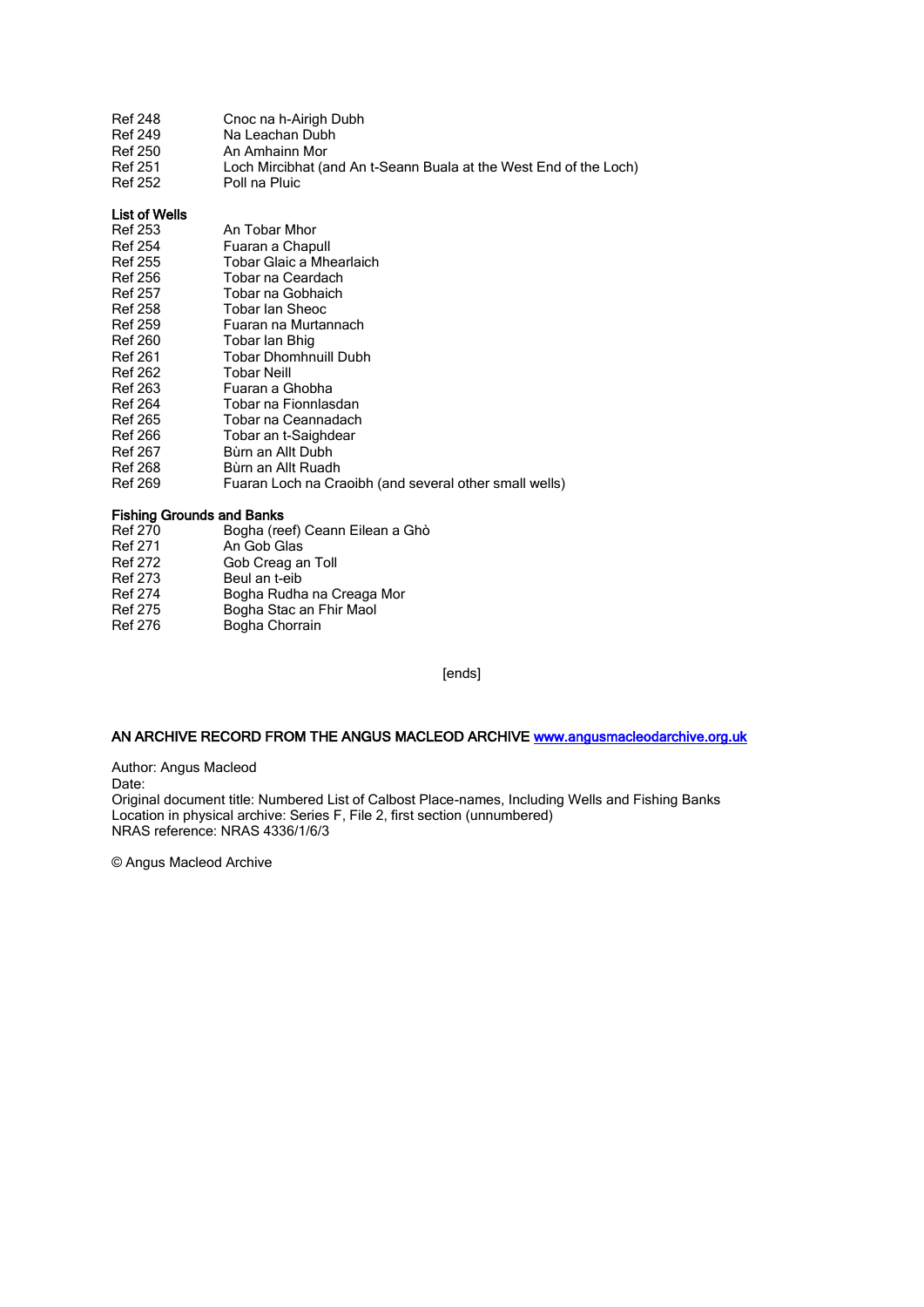Ref 248 Cnoc na h-Airigh Dubh
Ref 249 Na Leachan Dubh
Ref 250 An Amhainn Mor
Ref 251 Loch Mircibhat (and An t-Seann Buala at the West End of the Loch)
Ref 252 Poll na Pluic

**List of Wells**

Ref 253 An Tobar Mhor
Ref 254 Fuaran a Chapull
Ref 255 Tobar Glaic a Mhearlaich
Ref 256 Tobar na Ceardach
Ref 257 Tobar na Gobhaich
Ref 258 Tobar Ian Sheoc
Ref 259 Fuaran na Murtannach
Ref 260 Tobar Ian Bhig
Ref 261 Tobar Dhomhnuill Dubh
Ref 262 Tobar Neill
Ref 263 Fuaran a Ghobha
Ref 264 Tobar na Fionnlasdan
Ref 265 Tobar na Ceannadach
Ref 266 Tobar an t-Saighdear
Ref 267 Bùrn an Allt Dubh
Ref 268 Bùrn an Allt Ruadh
Ref 269 Fuaran Loch na Craoibh (and several other small wells)

**Fishing Grounds and Banks**

Ref 270 Bogha (reef) Ceann Eilean a Ghò
Ref 271 An Gob Glas
Ref 272 Gob Creag an Toll
Ref 273 Beul an t-eib
Ref 274 Bogha Rudha na Creaga Mor
Ref 275 Bogha Stac an Fhir Maol
Ref 276 Bogha Chorrain

[ends]

**AN ARCHIVE RECORD FROM THE ANGUS MACLEOD ARCHIVE www.angusmacleodarchive.org.uk**

Author: Angus Macleod
Date:
Original document title: Numbered List of Calbost Place-names, Including Wells and Fishing Banks
Location in physical archive: Series F, File 2, first section (unnumbered)
NRAS reference: NRAS 4336/1/6/3

© Angus Macleod Archive